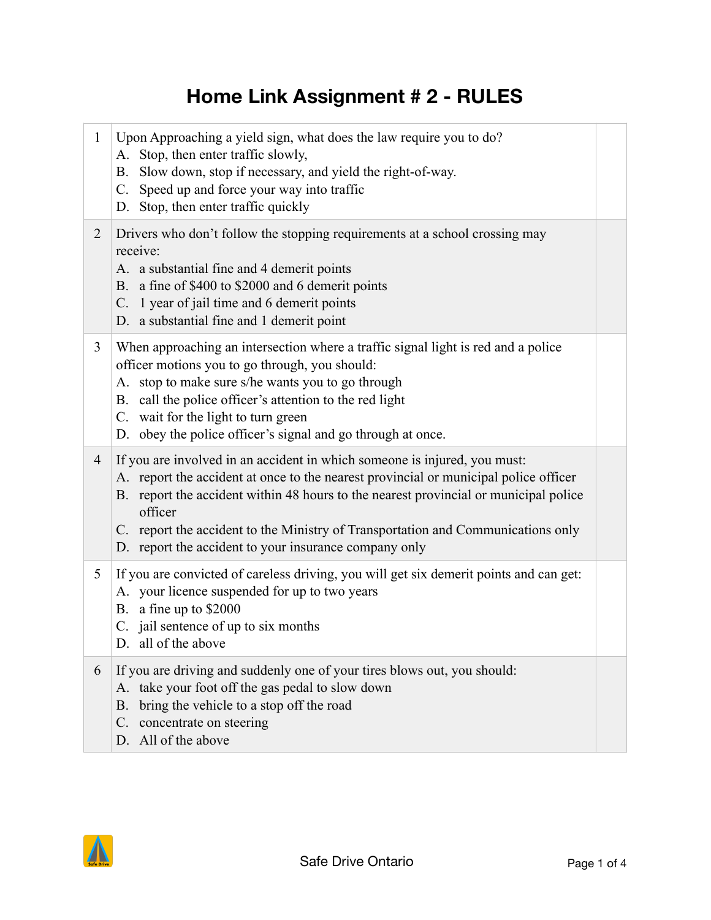# Home Link Assignment # 2 - RULES

| | | |
|---|---|---|
| 1 | Upon Approaching a yield sign, what does the law require you to do?<br>A. Stop, then enter traffic slowly,<br>B. Slow down, stop if necessary, and yield the right-of-way.<br>C. Speed up and force your way into traffic<br>D. Stop, then enter traffic quickly | |
| 2 | Drivers who don't follow the stopping requirements at a school crossing may receive:<br>A. a substantial fine and 4 demerit points<br>B. a fine of $400 to $2000 and 6 demerit points<br>C. 1 year of jail time and 6 demerit points<br>D. a substantial fine and 1 demerit point | |
| 3 | When approaching an intersection where a traffic signal light is red and a police officer motions you to go through, you should:<br>A. stop to make sure s/he wants you to go through<br>B. call the police officer's attention to the red light<br>C. wait for the light to turn green<br>D. obey the police officer's signal and go through at once. | |
| 4 | If you are involved in an accident in which someone is injured, you must:<br>A. report the accident at once to the nearest provincial or municipal police officer<br>B. report the accident within 48 hours to the nearest provincial or municipal police officer<br>C. report the accident to the Ministry of Transportation and Communications only<br>D. report the accident to your insurance company only | |
| 5 | If you are convicted of careless driving, you will get six demerit points and can get:<br>A. your licence suspended for up to two years<br>B. a fine up to $2000<br>C. jail sentence of up to six months<br>D. all of the above | |
| 6 | If you are driving and suddenly one of your tires blows out, you should:<br>A. take your foot off the gas pedal to slow down<br>B. bring the vehicle to a stop off the road<br>C. concentrate on steering<br>D. All of the above | |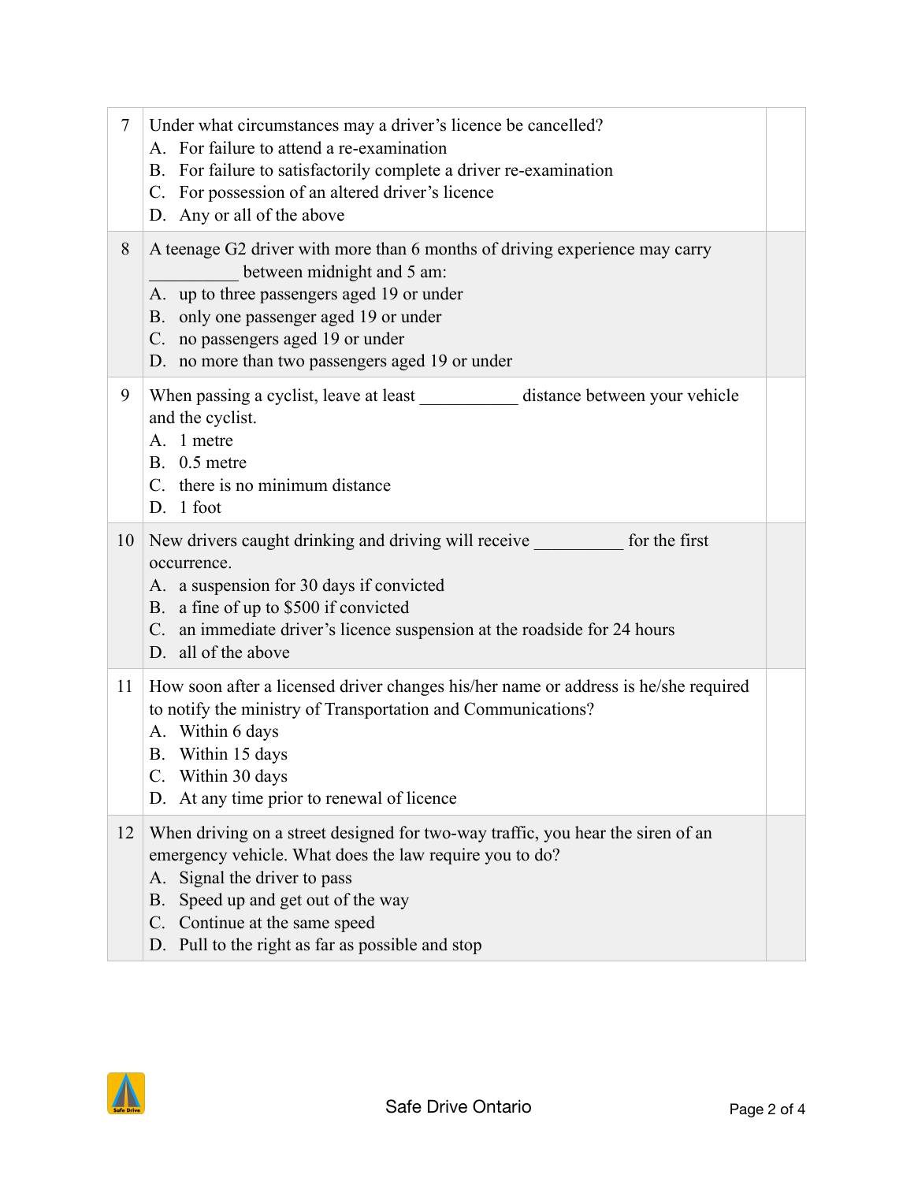| | | |
|---|---|---|
| 7 | Under what circumstances may a driver's licence be cancelled?<br>A. For failure to attend a re-examination<br>B. For failure to satisfactorily complete a driver re-examination<br>C. For possession of an altered driver's licence<br>D. Any or all of the above | |
| 8 | A teenage G2 driver with more than 6 months of driving experience may carry __________ between midnight and 5 am:<br>A. up to three passengers aged 19 or under<br>B. only one passenger aged 19 or under<br>C. no passengers aged 19 or under<br>D. no more than two passengers aged 19 or under | |
| 9 | When passing a cyclist, leave at least ___________ distance between your vehicle and the cyclist.<br>A. 1 metre<br>B. 0.5 metre<br>C. there is no minimum distance<br>D. 1 foot | |
| 10 | New drivers caught drinking and driving will receive __________ for the first occurrence.<br>A. a suspension for 30 days if convicted<br>B. a fine of up to $500 if convicted<br>C. an immediate driver's licence suspension at the roadside for 24 hours<br>D. all of the above | |
| 11 | How soon after a licensed driver changes his/her name or address is he/she required to notify the ministry of Transportation and Communications?<br>A. Within 6 days<br>B. Within 15 days<br>C. Within 30 days<br>D. At any time prior to renewal of licence | |
| 12 | When driving on a street designed for two-way traffic, you hear the siren of an emergency vehicle. What does the law require you to do?<br>A. Signal the driver to pass<br>B. Speed up and get out of the way<br>C. Continue at the same speed<br>D. Pull to the right as far as possible and stop | |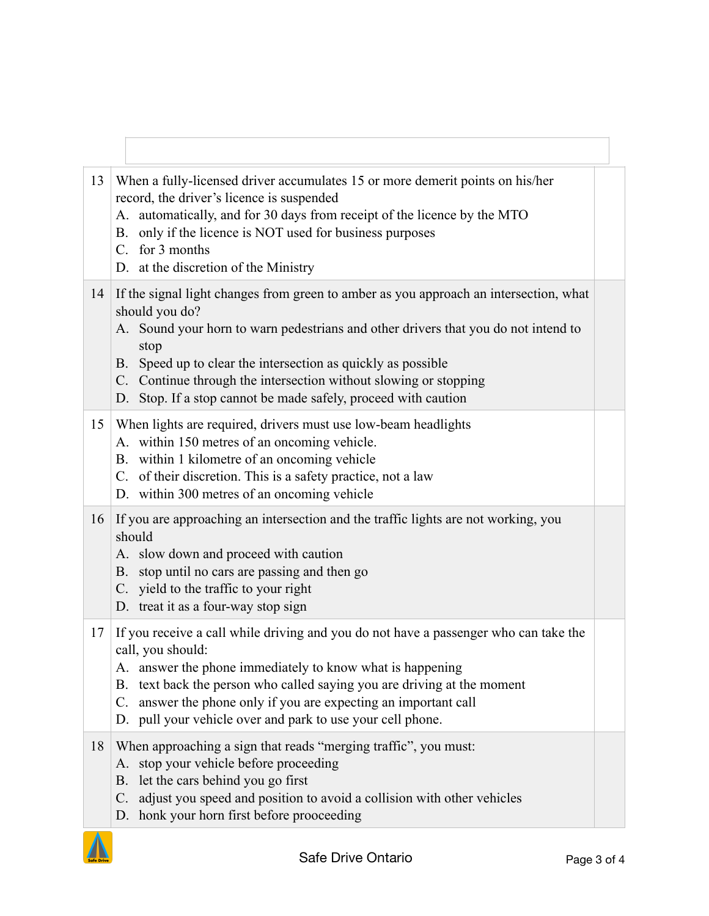| | | |
|---|---|---|
| 13 | When a fully-licensed driver accumulates 15 or more demerit points on his/her record, the driver's licence is suspended<br>A. automatically, and for 30 days from receipt of the licence by the MTO<br>B. only if the licence is NOT used for business purposes<br>C. for 3 months<br>D. at the discretion of the Ministry | |
| 14 | If the signal light changes from green to amber as you approach an intersection, what should you do?<br>A. Sound your horn to warn pedestrians and other drivers that you do not intend to stop<br>B. Speed up to clear the intersection as quickly as possible<br>C. Continue through the intersection without slowing or stopping<br>D. Stop. If a stop cannot be made safely, proceed with caution | |
| 15 | When lights are required, drivers must use low-beam headlights<br>A. within 150 metres of an oncoming vehicle.<br>B. within 1 kilometre of an oncoming vehicle<br>C. of their discretion. This is a safety practice, not a law<br>D. within 300 metres of an oncoming vehicle | |
| 16 | If you are approaching an intersection and the traffic lights are not working, you should<br>A. slow down and proceed with caution<br>B. stop until no cars are passing and then go<br>C. yield to the traffic to your right<br>D. treat it as a four-way stop sign | |
| 17 | If you receive a call while driving and you do not have a passenger who can take the call, you should:<br>A. answer the phone immediately to know what is happening<br>B. text back the person who called saying you are driving at the moment<br>C. answer the phone only if you are expecting an important call<br>D. pull your vehicle over and park to use your cell phone. | |
| 18 | When approaching a sign that reads "merging traffic", you must:<br>A. stop your vehicle before proceeding<br>B. let the cars behind you go first<br>C. adjust you speed and position to avoid a collision with other vehicles<br>D. honk your horn first before prooceeding | |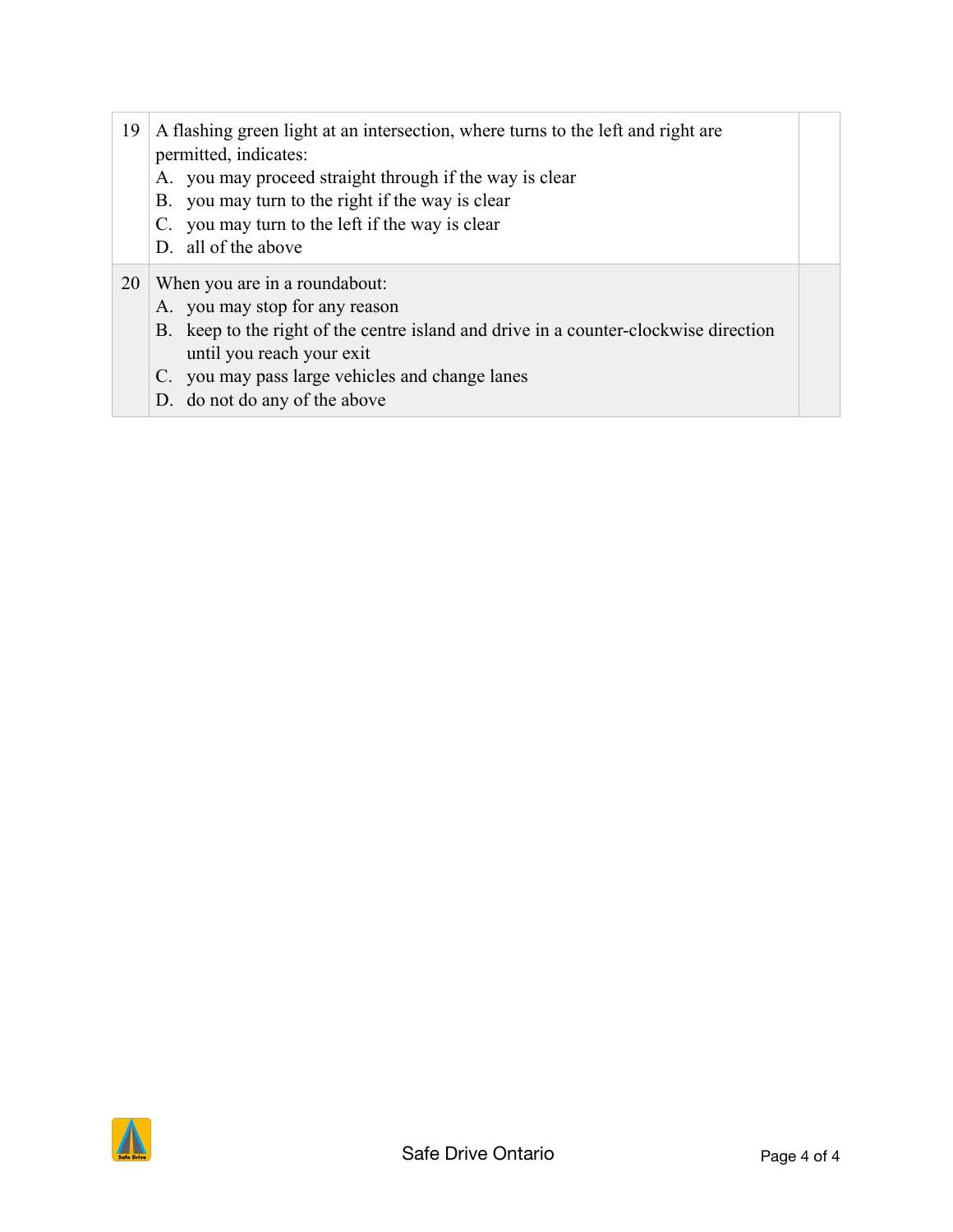| | | |
|---|---|---|
| 19 | A flashing green light at an intersection, where turns to the left and right are permitted, indicates:<br>A. you may proceed straight through if the way is clear<br>B. you may turn to the right if the way is clear<br>C. you may turn to the left if the way is clear<br>D. all of the above | |
| 20 | When you are in a roundabout:<br>A. you may stop for any reason<br>B. keep to the right of the centre island and drive in a counter-clockwise direction until you reach your exit<br>C. you may pass large vehicles and change lanes<br>D. do not do any of the above | |